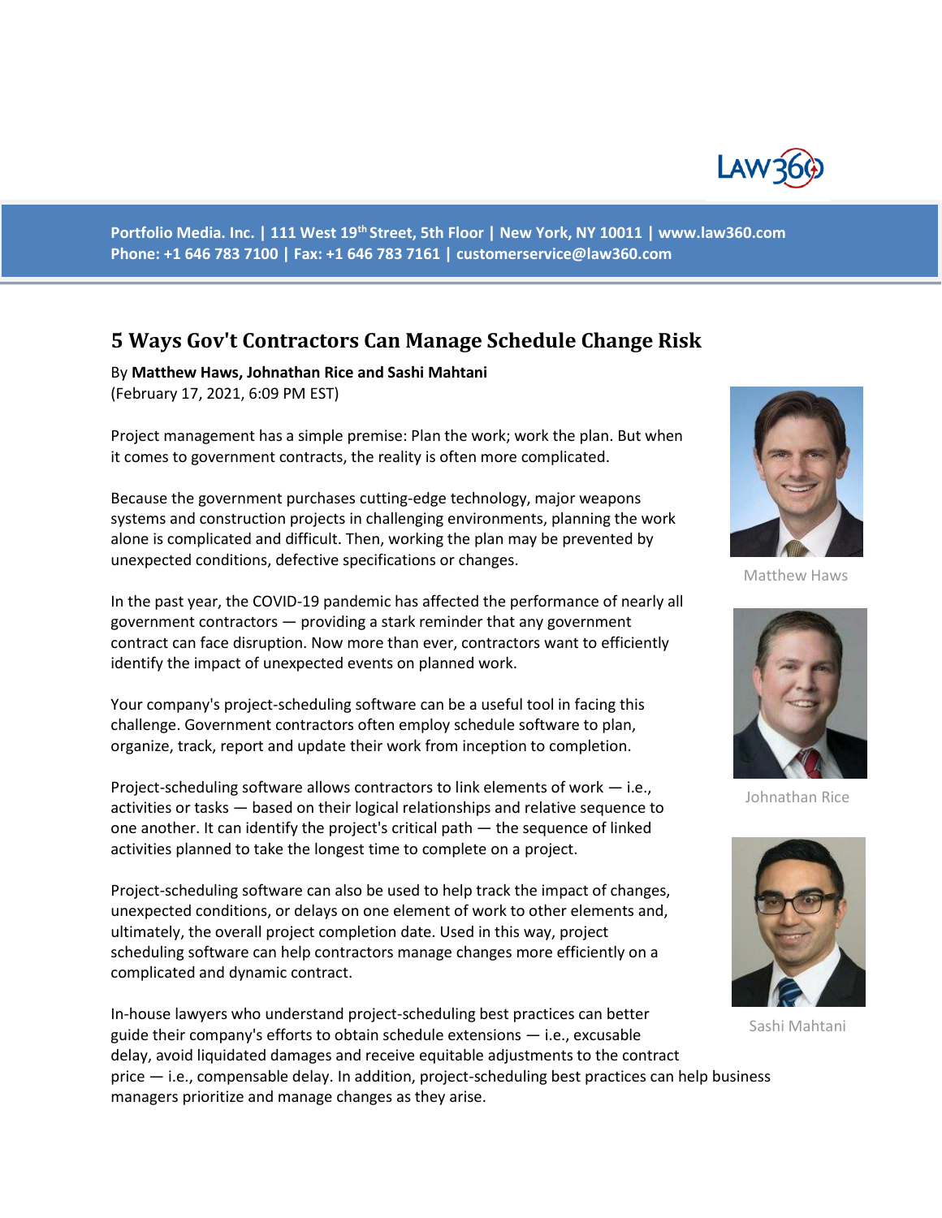Portfolio Media. Inc. | 111 West 19th Street, 5th Floor | New York, NY 10011 | www.law360.com
Phone: +1 646 783 7100 | Fax: +1 646 783 7161 | customerservice@law360.com

# 5 Ways Gov't Contractors Can Manage Schedule Change Risk

By **Matthew Haws, Johnathan Rice and Sashi Mahtani**
(February 17, 2021, 6:09 PM EST)

Matthew Haws

Johnathan Rice

Sashi Mahtani

Project management has a simple premise: Plan the work; work the plan. But when it comes to government contracts, the reality is often more complicated.

Because the government purchases cutting-edge technology, major weapons systems and construction projects in challenging environments, planning the work alone is complicated and difficult. Then, working the plan may be prevented by unexpected conditions, defective specifications or changes.

In the past year, the COVID-19 pandemic has affected the performance of nearly all government contractors — providing a stark reminder that any government contract can face disruption. Now more than ever, contractors want to efficiently identify the impact of unexpected events on planned work.

Your company's project-scheduling software can be a useful tool in facing this challenge. Government contractors often employ schedule software to plan, organize, track, report and update their work from inception to completion.

Project-scheduling software allows contractors to link elements of work — i.e., activities or tasks — based on their logical relationships and relative sequence to one another. It can identify the project's critical path — the sequence of linked activities planned to take the longest time to complete on a project.

Project-scheduling software can also be used to help track the impact of changes, unexpected conditions, or delays on one element of work to other elements and, ultimately, the overall project completion date. Used in this way, project scheduling software can help contractors manage changes more efficiently on a complicated and dynamic contract.

In-house lawyers who understand project-scheduling best practices can better guide their company's efforts to obtain schedule extensions — i.e., excusable delay, avoid liquidated damages and receive equitable adjustments to the contract price — i.e., compensable delay. In addition, project-scheduling best practices can help business managers prioritize and manage changes as they arise.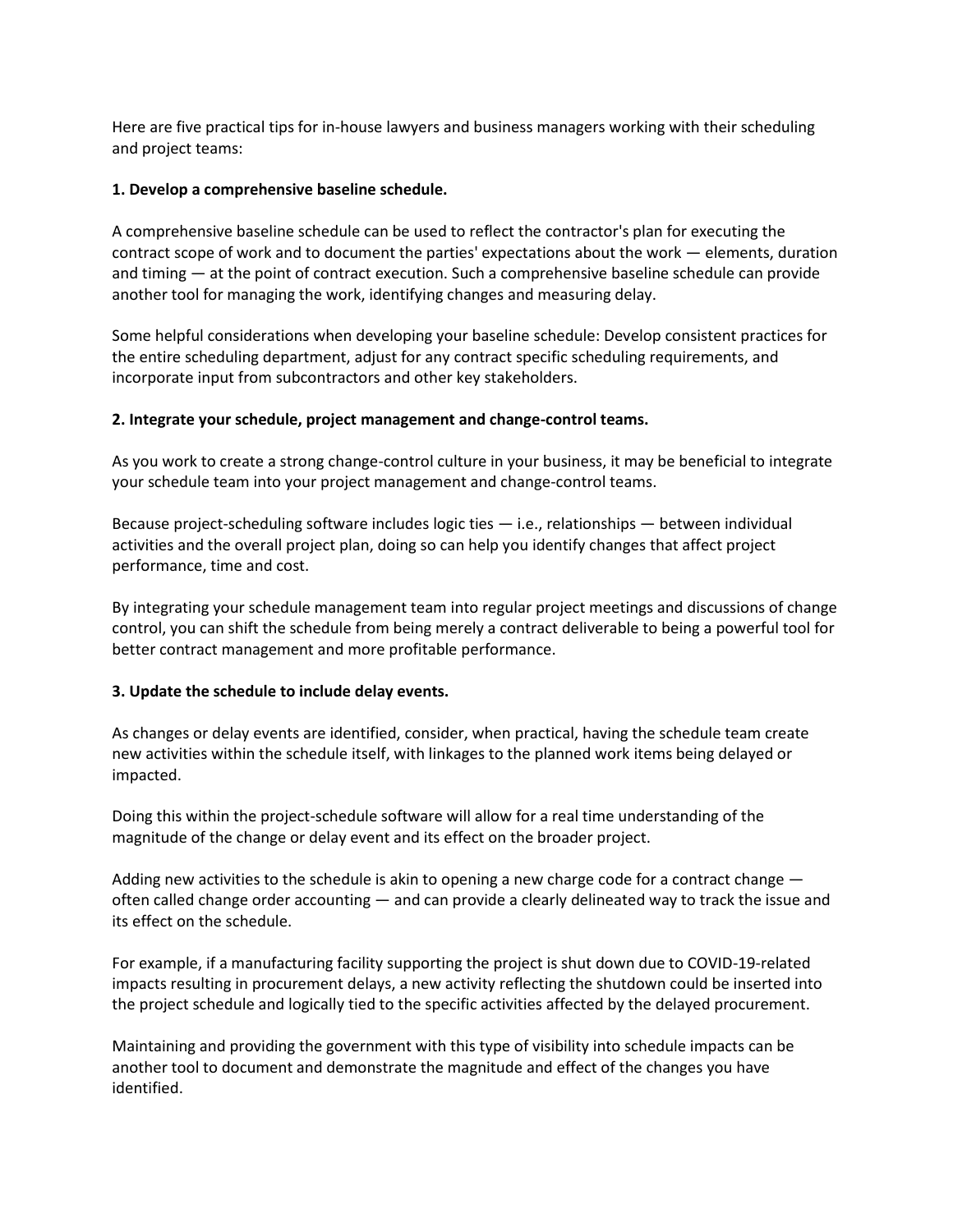Here are five practical tips for in-house lawyers and business managers working with their scheduling and project teams:

**1. Develop a comprehensive baseline schedule.**

A comprehensive baseline schedule can be used to reflect the contractor's plan for executing the contract scope of work and to document the parties' expectations about the work — elements, duration and timing — at the point of contract execution. Such a comprehensive baseline schedule can provide another tool for managing the work, identifying changes and measuring delay.

Some helpful considerations when developing your baseline schedule: Develop consistent practices for the entire scheduling department, adjust for any contract specific scheduling requirements, and incorporate input from subcontractors and other key stakeholders.

**2. Integrate your schedule, project management and change-control teams.**

As you work to create a strong change-control culture in your business, it may be beneficial to integrate your schedule team into your project management and change-control teams.

Because project-scheduling software includes logic ties — i.e., relationships — between individual activities and the overall project plan, doing so can help you identify changes that affect project performance, time and cost.

By integrating your schedule management team into regular project meetings and discussions of change control, you can shift the schedule from being merely a contract deliverable to being a powerful tool for better contract management and more profitable performance.

**3. Update the schedule to include delay events.**

As changes or delay events are identified, consider, when practical, having the schedule team create new activities within the schedule itself, with linkages to the planned work items being delayed or impacted.

Doing this within the project-schedule software will allow for a real time understanding of the magnitude of the change or delay event and its effect on the broader project.

Adding new activities to the schedule is akin to opening a new charge code for a contract change — often called change order accounting — and can provide a clearly delineated way to track the issue and its effect on the schedule.

For example, if a manufacturing facility supporting the project is shut down due to COVID-19-related impacts resulting in procurement delays, a new activity reflecting the shutdown could be inserted into the project schedule and logically tied to the specific activities affected by the delayed procurement.

Maintaining and providing the government with this type of visibility into schedule impacts can be another tool to document and demonstrate the magnitude and effect of the changes you have identified.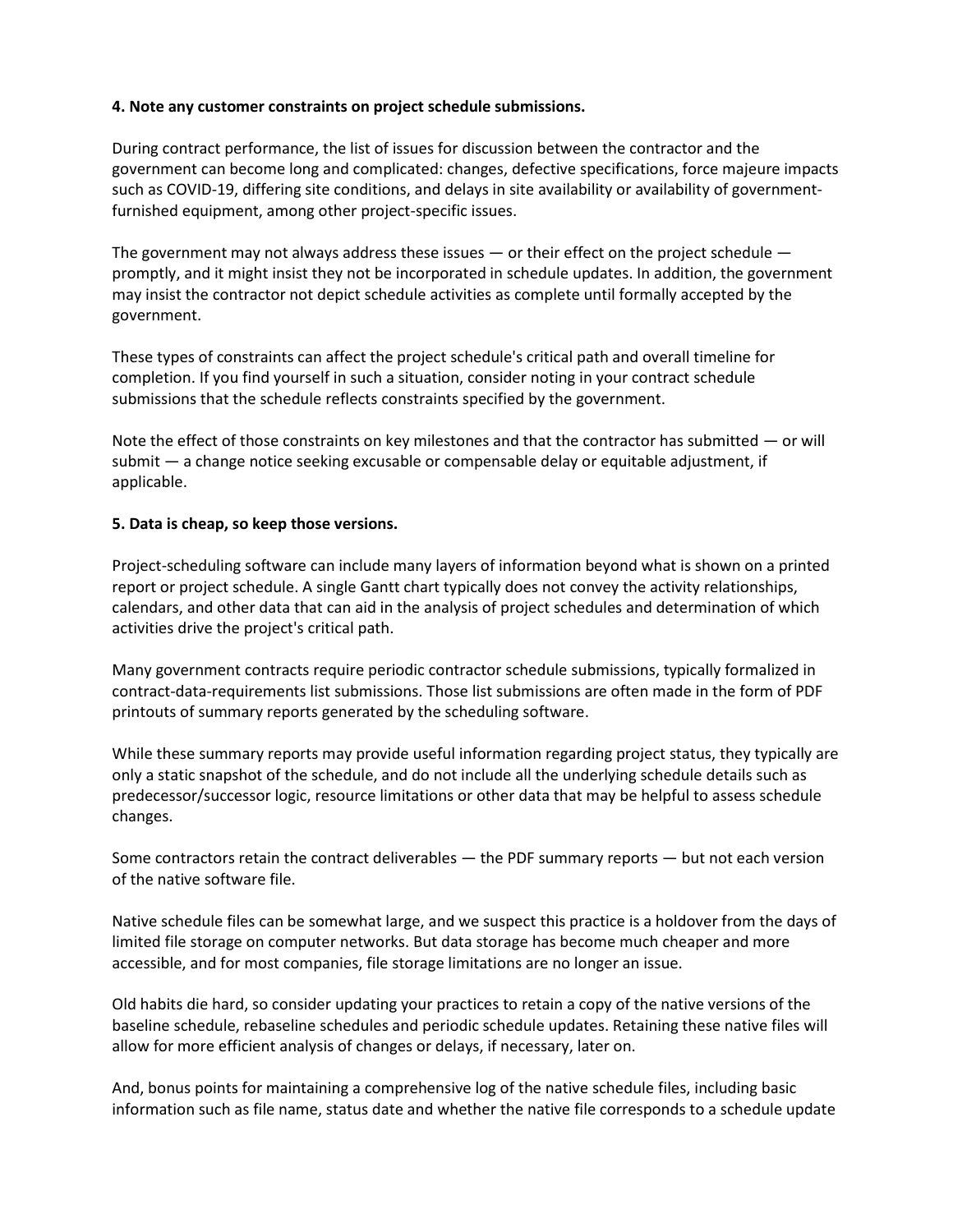**4. Note any customer constraints on project schedule submissions.**

During contract performance, the list of issues for discussion between the contractor and the government can become long and complicated: changes, defective specifications, force majeure impacts such as COVID-19, differing site conditions, and delays in site availability or availability of government-furnished equipment, among other project-specific issues.

The government may not always address these issues — or their effect on the project schedule — promptly, and it might insist they not be incorporated in schedule updates. In addition, the government may insist the contractor not depict schedule activities as complete until formally accepted by the government.

These types of constraints can affect the project schedule's critical path and overall timeline for completion. If you find yourself in such a situation, consider noting in your contract schedule submissions that the schedule reflects constraints specified by the government.

Note the effect of those constraints on key milestones and that the contractor has submitted — or will submit — a change notice seeking excusable or compensable delay or equitable adjustment, if applicable.

**5. Data is cheap, so keep those versions.**

Project-scheduling software can include many layers of information beyond what is shown on a printed report or project schedule. A single Gantt chart typically does not convey the activity relationships, calendars, and other data that can aid in the analysis of project schedules and determination of which activities drive the project's critical path.

Many government contracts require periodic contractor schedule submissions, typically formalized in contract-data-requirements list submissions. Those list submissions are often made in the form of PDF printouts of summary reports generated by the scheduling software.

While these summary reports may provide useful information regarding project status, they typically are only a static snapshot of the schedule, and do not include all the underlying schedule details such as predecessor/successor logic, resource limitations or other data that may be helpful to assess schedule changes.

Some contractors retain the contract deliverables — the PDF summary reports — but not each version of the native software file.

Native schedule files can be somewhat large, and we suspect this practice is a holdover from the days of limited file storage on computer networks. But data storage has become much cheaper and more accessible, and for most companies, file storage limitations are no longer an issue.

Old habits die hard, so consider updating your practices to retain a copy of the native versions of the baseline schedule, rebaseline schedules and periodic schedule updates. Retaining these native files will allow for more efficient analysis of changes or delays, if necessary, later on.

And, bonus points for maintaining a comprehensive log of the native schedule files, including basic information such as file name, status date and whether the native file corresponds to a schedule update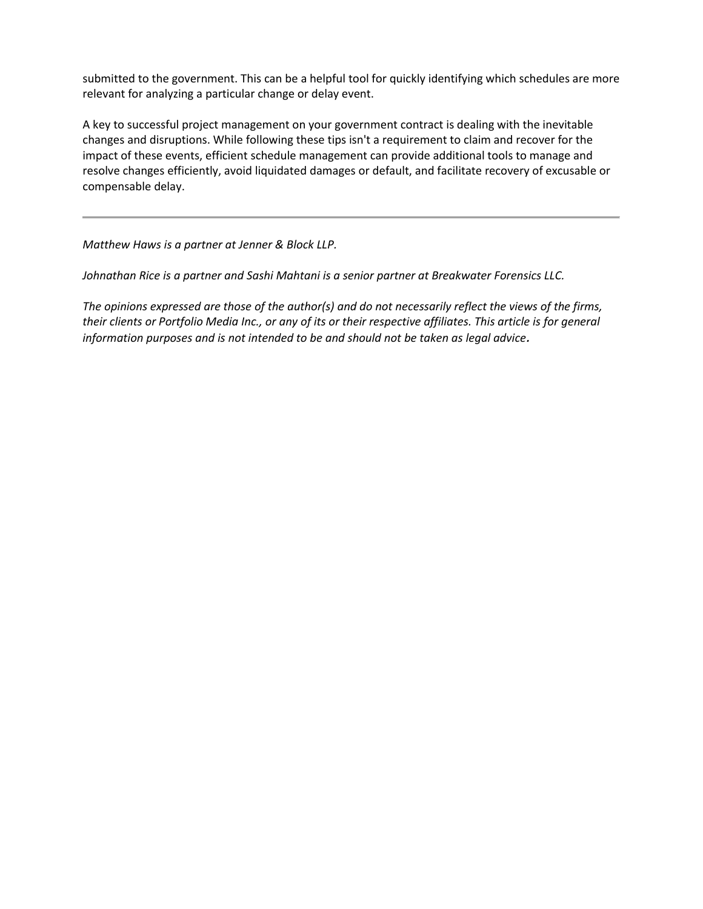submitted to the government. This can be a helpful tool for quickly identifying which schedules are more relevant for analyzing a particular change or delay event.

A key to successful project management on your government contract is dealing with the inevitable changes and disruptions. While following these tips isn't a requirement to claim and recover for the impact of these events, efficient schedule management can provide additional tools to manage and resolve changes efficiently, avoid liquidated damages or default, and facilitate recovery of excusable or compensable delay.

---

*Matthew Haws is a partner at Jenner & Block LLP.*

*Johnathan Rice is a partner and Sashi Mahtani is a senior partner at Breakwater Forensics LLC.*

*The opinions expressed are those of the author(s) and do not necessarily reflect the views of the firms, their clients or Portfolio Media Inc., or any of its or their respective affiliates. This article is for general information purposes and is not intended to be and should not be taken as legal advice.*